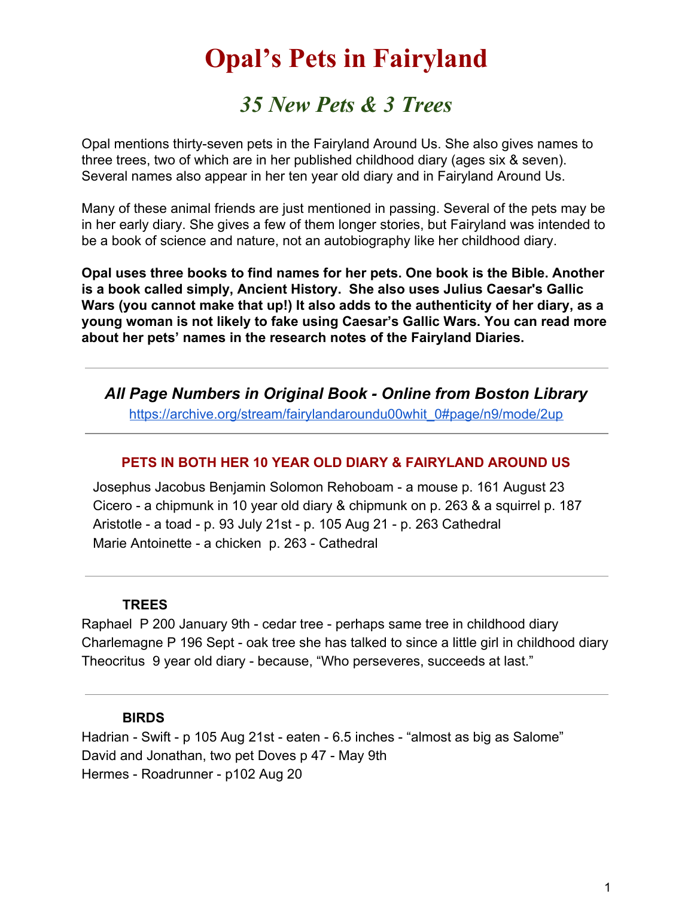# Opal's Pets in Fairyland

## *35 New Pets & 3 Trees*

Opal mentions thirty-seven pets in the Fairyland Around Us. She also gives names to three trees, two of which are in her published childhood diary (ages six & seven). Several names also appear in her ten year old diary and in Fairyland Around Us.

Many of these animal friends are just mentioned in passing. Several of the pets may be in her early diary. She gives a few of them longer stories, but Fairyland was intended to be a book of science and nature, not an autobiography like her childhood diary.

**Opal uses three books to find names for her pets. One book is the Bible. Another is a book called simply, Ancient History. She also uses Julius Caesar's Gallic Wars (you cannot make that up!) It also adds to the authenticity of her diary, as a young woman is not likely to fake using Caesar's Gallic Wars. You can read more about her pets' names in the research notes of the Fairyland Diaries.**

---

### *All Page Numbers in Original Book - Online from Boston Library*

https://archive.org/stream/fairylandaroundu00whit_0#page/n9/mode/2up

---

#### PETS IN BOTH HER 10 YEAR OLD DIARY & FAIRYLAND AROUND US

Josephus Jacobus Benjamin Solomon Rehoboam - a mouse p. 161 August 23
Cicero - a chipmunk in 10 year old diary & chipmunk on p. 263 & a squirrel p. 187
Aristotle - a toad - p. 93 July 21st - p. 105 Aug 21 - p. 263 Cathedral
Marie Antoinette - a chicken p. 263 - Cathedral

---

#### TREES

Raphael P 200 January 9th - cedar tree - perhaps same tree in childhood diary
Charlemagne P 196 Sept - oak tree she has talked to since a little girl in childhood diary
Theocritus 9 year old diary - because, "Who perseveres, succeeds at last."

---

#### BIRDS

Hadrian - Swift - p 105 Aug 21st - eaten - 6.5 inches - "almost as big as Salome"
David and Jonathan, two pet Doves p 47 - May 9th
Hermes - Roadrunner - p102 Aug 20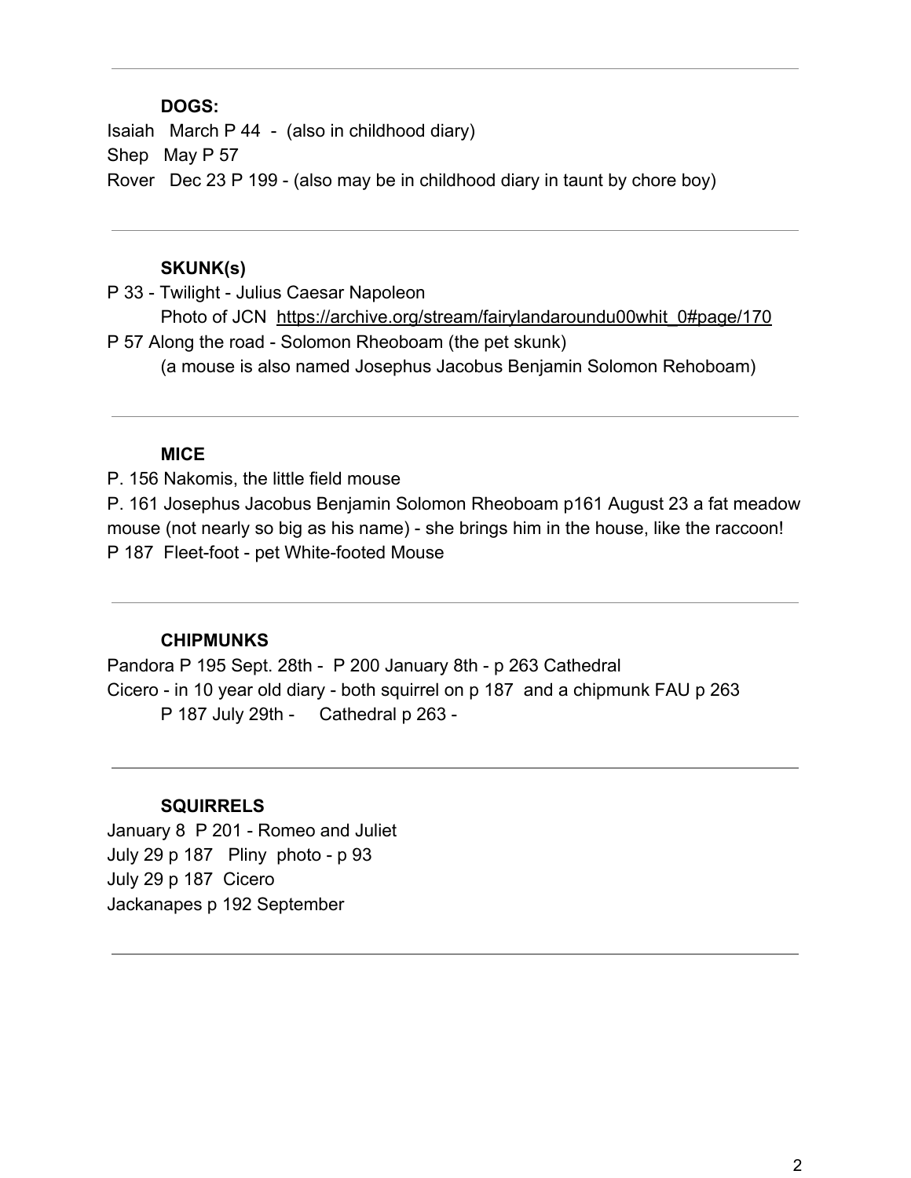---

**DOGS:**

Isaiah   March P 44  -  (also in childhood diary)
Shep   May P 57
Rover   Dec 23 P 199 - (also may be in childhood diary in taunt by chore boy)

---

**SKUNK(s)**

P 33 - Twilight - Julius Caesar Napoleon
    Photo of JCN  https://archive.org/stream/fairylandaroundu00whit_0#page/170
P 57 Along the road - Solomon Rheoboam (the pet skunk)
    (a mouse is also named Josephus Jacobus Benjamin Solomon Rehoboam)

---

**MICE**

P. 156 Nakomis, the little field mouse
P. 161 Josephus Jacobus Benjamin Solomon Rheoboam p161 August 23 a fat meadow mouse (not nearly so big as his name) - she brings him in the house, like the raccoon!
P 187  Fleet-foot - pet White-footed Mouse

---

**CHIPMUNKS**

Pandora P 195 Sept. 28th -  P 200 January 8th - p 263 Cathedral
Cicero - in 10 year old diary - both squirrel on p 187  and a chipmunk FAU p 263
    P 187 July 29th -     Cathedral p 263 -

---

**SQUIRRELS**

January 8  P 201 - Romeo and Juliet
July 29 p 187   Pliny  photo - p 93
July 29 p 187  Cicero
Jackanapes p 192 September

---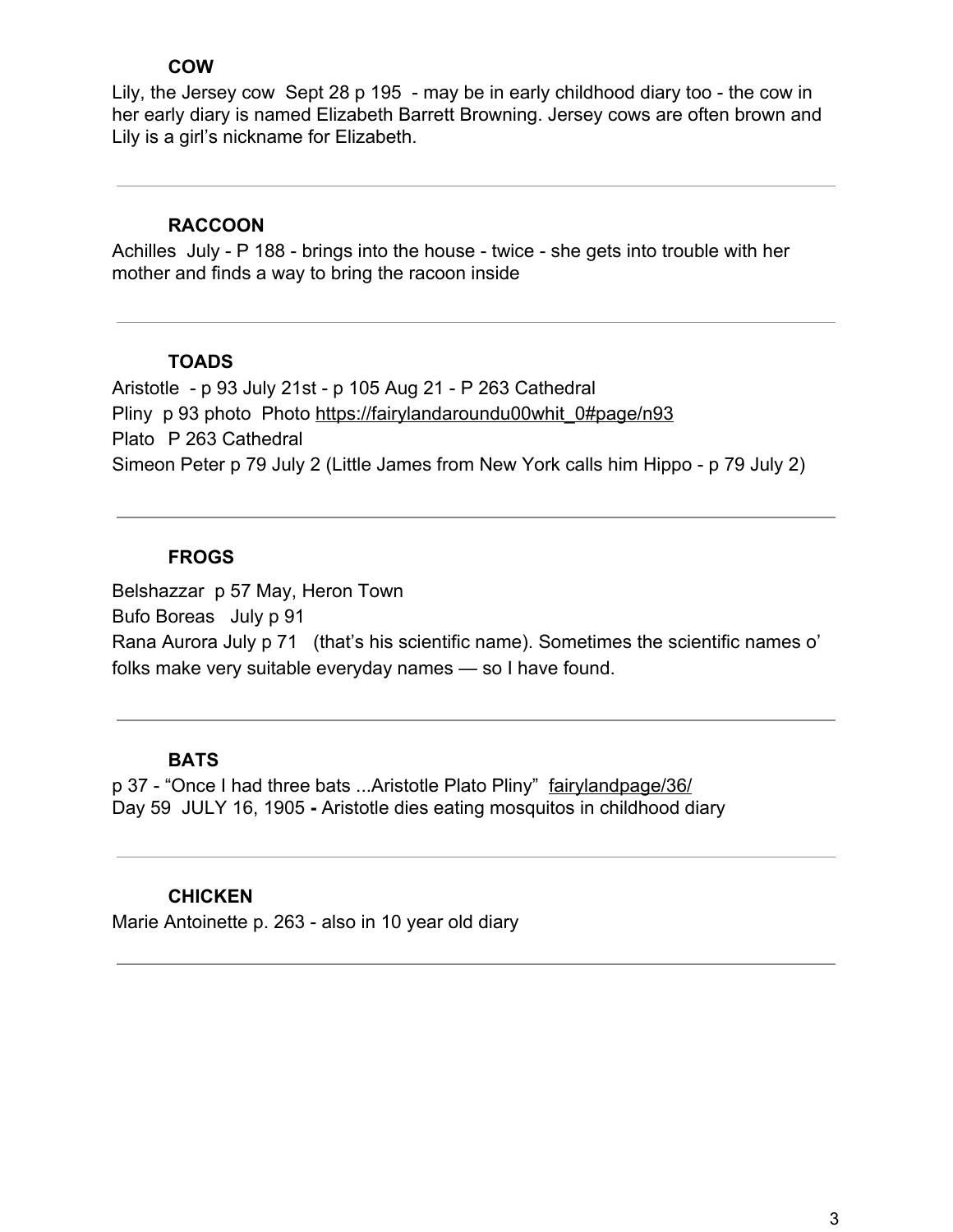### COW

Lily, the Jersey cow Sept 28 p 195 - may be in early childhood diary too - the cow in her early diary is named Elizabeth Barrett Browning. Jersey cows are often brown and Lily is a girl's nickname for Elizabeth.

---

### RACCOON

Achilles July - P 188 - brings into the house - twice - she gets into trouble with her mother and finds a way to bring the racoon inside

---

### TOADS

Aristotle - p 93 July 21st - p 105 Aug 21 - P 263 Cathedral
Pliny p 93 photo Photo https://fairylandaroundu00whit_0#page/n93
Plato P 263 Cathedral
Simeon Peter p 79 July 2 (Little James from New York calls him Hippo - p 79 July 2)

---

### FROGS

Belshazzar p 57 May, Heron Town
Bufo Boreas July p 91
Rana Aurora July p 71 (that's his scientific name). Sometimes the scientific names o' folks make very suitable everyday names — so I have found.

---

### BATS

p 37 - "Once I had three bats ...Aristotle Plato Pliny" fairylandpage/36/
Day 59 JULY 16, 1905 **-** Aristotle dies eating mosquitos in childhood diary

---

### CHICKEN

Marie Antoinette p. 263 - also in 10 year old diary

---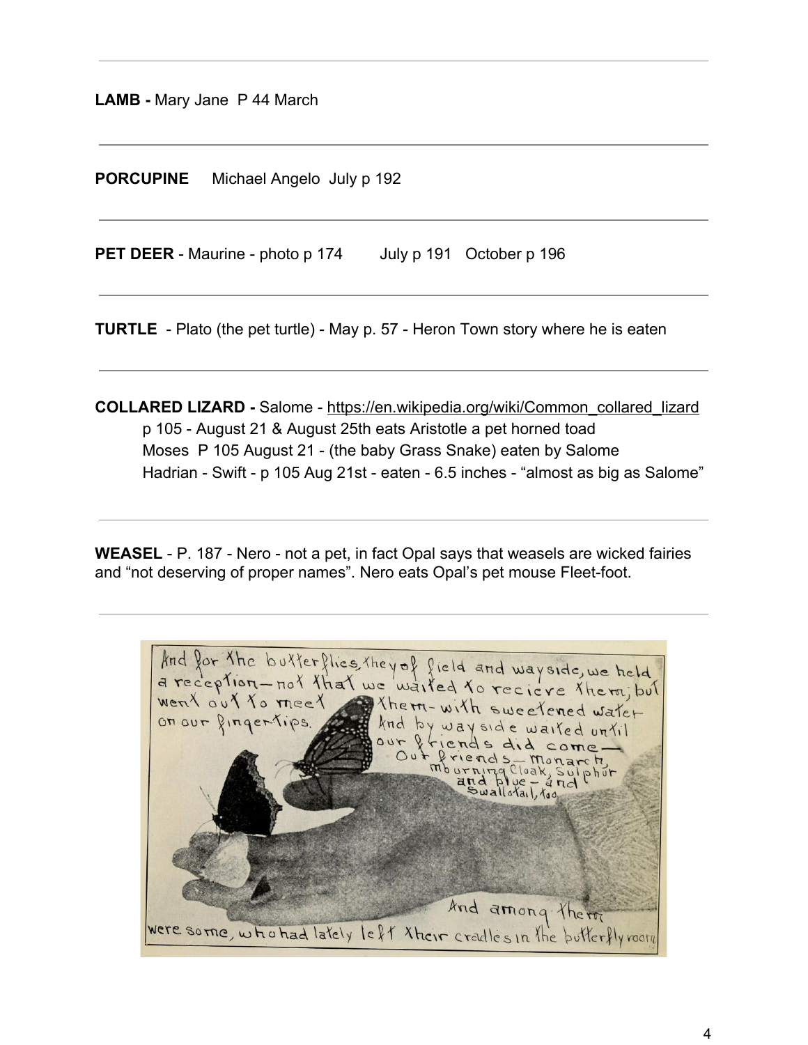---

**LAMB -** Mary Jane P 44 March

---

**PORCUPINE** Michael Angelo July p 192

---

**PET DEER** - Maurine - photo p 174 July p 191 October p 196

---

**TURTLE** - Plato (the pet turtle) - May p. 57 - Heron Town story where he is eaten

---

**COLLARED LIZARD -** Salome - https://en.wikipedia.org/wiki/Common_collared_lizard

p 105 - August 21 & August 25th eats Aristotle a pet horned toad

Moses P 105 August 21 - (the baby Grass Snake) eaten by Salome

Hadrian - Swift - p 105 Aug 21st - eaten - 6.5 inches - "almost as big as Salome"

---

**WEASEL** - P. 187 - Nero - not a pet, in fact Opal says that weasels are wicked fairies and "not deserving of proper names". Nero eats Opal's pet mouse Fleet-foot.

---

And for the butterflies, they of field and wayside, we held a reception—not that we waited to recieve them; but went out to meet them—with sweetened water on our fingertips. And by wayside waited until our friends did come—Our friends—Monarch, mourning Cloak, Sulphur and blue—and Swallowtail, too. And among them were some, who had lately left their cradles in the butterfly room.